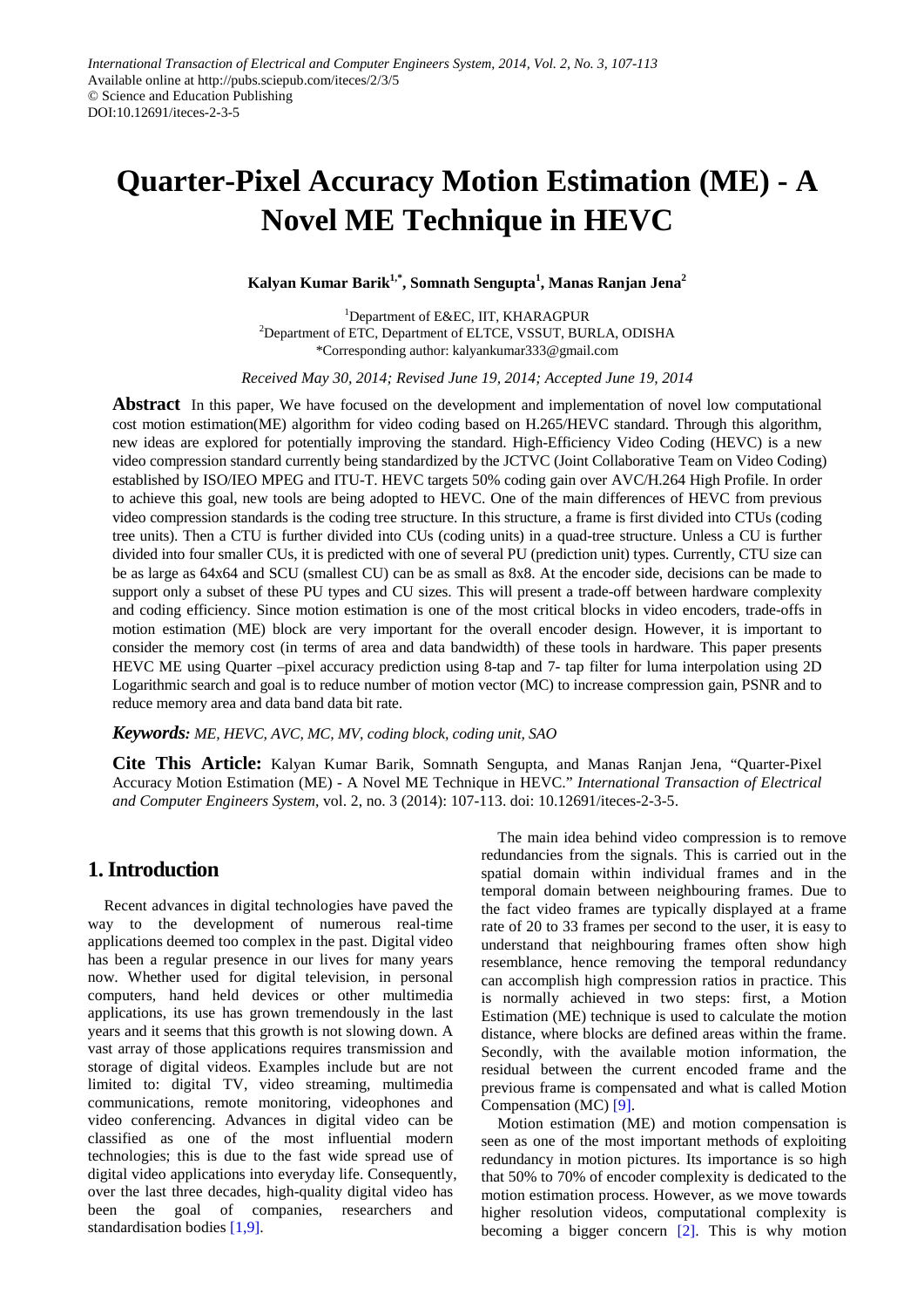# Quarter-Pixel Accuracy Motion Estimation (ME) - A Novel ME Technique in HEVC

**Kalyan Kumar Barik[1,*], Somnath Sengupta[1], Manas Ranjan Jena[2]**

[1]Department of E&EC, IIT, KHARAGPUR
[2]Department of ETC, Department of ELTCE, VSSUT, BURLA, ODISHA
*Corresponding author: kalyankumar333@gmail.com

*Received May 30, 2014; Revised June 19, 2014; Accepted June 19, 2014*

**Abstract** In this paper, We have focused on the development and implementation of novel low computational cost motion estimation(ME) algorithm for video coding based on H.265/HEVC standard. Through this algorithm, new ideas are explored for potentially improving the standard. High-Efficiency Video Coding (HEVC) is a new video compression standard currently being standardized by the JCTVC (Joint Collaborative Team on Video Coding) established by ISO/IEO MPEG and ITU-T. HEVC targets 50% coding gain over AVC/H.264 High Profile. In order to achieve this goal, new tools are being adopted to HEVC. One of the main differences of HEVC from previous video compression standards is the coding tree structure. In this structure, a frame is first divided into CTUs (coding tree units). Then a CTU is further divided into CUs (coding units) in a quad-tree structure. Unless a CU is further divided into four smaller CUs, it is predicted with one of several PU (prediction unit) types. Currently, CTU size can be as large as 64x64 and SCU (smallest CU) can be as small as 8x8. At the encoder side, decisions can be made to support only a subset of these PU types and CU sizes. This will present a trade-off between hardware complexity and coding efficiency. Since motion estimation is one of the most critical blocks in video encoders, trade-offs in motion estimation (ME) block are very important for the overall encoder design. However, it is important to consider the memory cost (in terms of area and data bandwidth) of these tools in hardware. This paper presents HEVC ME using Quarter –pixel accuracy prediction using 8-tap and 7- tap filter for luma interpolation using 2D Logarithmic search and goal is to reduce number of motion vector (MC) to increase compression gain, PSNR and to reduce memory area and data band data bit rate.

***Keywords:*** *ME, HEVC, AVC, MC, MV, coding block, coding unit, SAO*

**Cite This Article:** Kalyan Kumar Barik, Somnath Sengupta, and Manas Ranjan Jena, "Quarter-Pixel Accuracy Motion Estimation (ME) - A Novel ME Technique in HEVC." *International Transaction of Electrical and Computer Engineers System*, vol. 2, no. 3 (2014): 107-113. doi: 10.12691/iteces-2-3-5.

## 1. Introduction

Recent advances in digital technologies have paved the way to the development of numerous real-time applications deemed too complex in the past. Digital video has been a regular presence in our lives for many years now. Whether used for digital television, in personal computers, hand held devices or other multimedia applications, its use has grown tremendously in the last years and it seems that this growth is not slowing down. A vast array of those applications requires transmission and storage of digital videos. Examples include but are not limited to: digital TV, video streaming, multimedia communications, remote monitoring, videophones and video conferencing. Advances in digital video can be classified as one of the most influential modern technologies; this is due to the fast wide spread use of digital video applications into everyday life. Consequently, over the last three decades, high-quality digital video has been the goal of companies, researchers and standardisation bodies [1,9].

The main idea behind video compression is to remove redundancies from the signals. This is carried out in the spatial domain within individual frames and in the temporal domain between neighbouring frames. Due to the fact video frames are typically displayed at a frame rate of 20 to 33 frames per second to the user, it is easy to understand that neighbouring frames often show high resemblance, hence removing the temporal redundancy can accomplish high compression ratios in practice. This is normally achieved in two steps: first, a Motion Estimation (ME) technique is used to calculate the motion distance, where blocks are defined areas within the frame. Secondly, with the available motion information, the residual between the current encoded frame and the previous frame is compensated and what is called Motion Compensation (MC) [9].

Motion estimation (ME) and motion compensation is seen as one of the most important methods of exploiting redundancy in motion pictures. Its importance is so high that 50% to 70% of encoder complexity is dedicated to the motion estimation process. However, as we move towards higher resolution videos, computational complexity is becoming a bigger concern [2]. This is why motion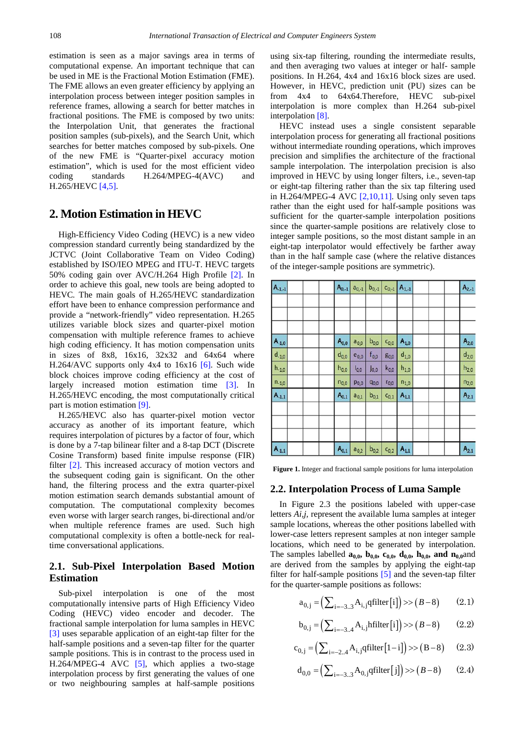estimation is seen as a major savings area in terms of computational expense. An important technique that can be used in ME is the Fractional Motion Estimation (FME). The FME allows an even greater efficiency by applying an interpolation process between integer position samples in reference frames, allowing a search for better matches in fractional positions. The FME is composed by two units: the Interpolation Unit, that generates the fractional position samples (sub-pixels), and the Search Unit, which searches for better matches composed by sub-pixels. One of the new FME is "Quarter-pixel accuracy motion estimation", which is used for the most efficient video coding standards H.264/MPEG-4(AVC) and H.265/HEVC [4,5].

## 2. Motion Estimation in HEVC

High-Efficiency Video Coding (HEVC) is a new video compression standard currently being standardized by the JCTVC (Joint Collaborative Team on Video Coding) established by ISO/IEO MPEG and ITU-T. HEVC targets 50% coding gain over AVC/H.264 High Profile [2]. In order to achieve this goal, new tools are being adopted to HEVC. The main goals of H.265/HEVC standardization effort have been to enhance compression performance and provide a "network-friendly" video representation. H.265 utilizes variable block sizes and quarter-pixel motion compensation with multiple reference frames to achieve high coding efficiency. It has motion compensation units in sizes of 8x8, 16x16, 32x32 and 64x64 where H.264/AVC supports only 4x4 to 16x16 [6]. Such wide block choices improve coding efficiency at the cost of largely increased motion estimation time [3]. In H.265/HEVC encoding, the most computationally critical part is motion estimation [9].

H.265/HEVC also has quarter-pixel motion vector accuracy as another of its important feature, which requires interpolation of pictures by a factor of four, which is done by a 7-tap bilinear filter and a 8-tap DCT (Discrete Cosine Transform) based finite impulse response (FIR) filter [2]. This increased accuracy of motion vectors and the subsequent coding gain is significant. On the other hand, the filtering process and the extra quarter-pixel motion estimation search demands substantial amount of computation. The computational complexity becomes even worse with larger search ranges, bi-directional and/or when multiple reference frames are used. Such high computational complexity is often a bottle-neck for real-time conversational applications.

### 2.1. Sub-Pixel Interpolation Based Motion Estimation

Sub-pixel interpolation is one of the most computationally intensive parts of High Efficiency Video Coding (HEVC) video encoder and decoder. The fractional sample interpolation for luma samples in HEVC [3] uses separable application of an eight-tap filter for the half-sample positions and a seven-tap filter for the quarter sample positions. This is in contrast to the process used in H.264/MPEG-4 AVC [5], which applies a two-stage interpolation process by first generating the values of one or two neighbouring samples at half-sample positions using six-tap filtering, rounding the intermediate results, and then averaging two values at integer or half- sample positions. In H.264, 4x4 and 16x16 block sizes are used. However, in HEVC, prediction unit (PU) sizes can be from 4x4 to 64x64.Therefore, HEVC sub-pixel interpolation is more complex than H.264 sub-pixel interpolation [8].

HEVC instead uses a single consistent separable interpolation process for generating all fractional positions without intermediate rounding operations, which improves precision and simplifies the architecture of the fractional sample interpolation. The interpolation precision is also improved in HEVC by using longer filters, i.e., seven-tap or eight-tap filtering rather than the six tap filtering used in H.264/MPEG-4 AVC [2,10,11]. Using only seven taps rather than the eight used for half-sample positions was sufficient for the quarter-sample interpolation positions since the quarter-sample positions are relatively close to integer sample positions, so the most distant sample in an eight-tap interpolator would effectively be farther away than in the half sample case (where the relative distances of the integer-sample positions are symmetric).

| $A_{-1,-1}$ | | | | $A_{0,-1}$ | $a_{0,-1}$ | $b_{0,-1}$ | $c_{0,-1}$ | $A_{1,-1}$ | | | | $A_{2,-1}$ |
|---|---|---|---|---|---|---|---|---|---|---|---|---|
| | | | | | | | | | | | | |
| | | | | | | | | | | | | |
| | | | | | | | | | | | | |
| $A_{-1,0}$ | | | | $A_{0,0}$ | $a_{0,0}$ | $b_{0,0}$ | $c_{0,0}$ | $A_{1,0}$ | | | | $A_{2,0}$ |
| $d_{-1,0}$ | | | | $d_{0,0}$ | $e_{0,0}$ | $f_{0,0}$ | $g_{0,0}$ | $d_{1,0}$ | | | | $d_{2,0}$ |
| $h_{-1,0}$ | | | | $h_{0,0}$ | $i_{0,0}$ | $j_{0,0}$ | $k_{0,0}$ | $h_{1,0}$ | | | | $h_{2,0}$ |
| $n_{-1,0}$ | | | | $n_{0,0}$ | $p_{0,0}$ | $q_{0,0}$ | $r_{0,0}$ | $n_{1,0}$ | | | | $n_{2,0}$ |
| $A_{-1,1}$ | | | | $A_{0,1}$ | $a_{0,1}$ | $b_{0,1}$ | $c_{0,1}$ | $A_{1,1}$ | | | | $A_{2,1}$ |
| | | | | | | | | | | | | |
| | | | | | | | | | | | | |
| | | | | | | | | | | | | |
| $A_{-1,1}$ | | | | $A_{0,1}$ | $a_{0,2}$ | $b_{0,2}$ | $c_{0,2}$ | $A_{1,1}$ | | | | $A_{2,1}$ |

**Figure 1.** Integer and fractional sample positions for luma interpolation

### 2.2. Interpolation Process of Luma Sample

In Figure 2.3 the positions labeled with upper-case letters *Ai,j*, represent the available luma samples at integer sample locations, whereas the other positions labelled with lower-case letters represent samples at non integer sample locations, which need to be generated by interpolation. The samples labelled $\mathbf{a_{0,0}}$, $\mathbf{b_{0,0}}$, $\mathbf{c_{0,0}}$, $\mathbf{d_{0,0}}$, $\mathbf{h_{0,0}}$, **and** $\mathbf{n_{0,0}}$and are derived from the samples by applying the eight-tap filter for half-sample positions [5] and the seven-tap filter for the quarter-sample positions as follows:

$$a_{0,j} = \left(\sum\nolimits_{i=-3..3} A_{i,j}\text{qfilter}[i]\right) >> (B-8) \quad (2.1)$$

$$b_{0,j} = \left(\sum\nolimits_{i=-3..4} A_{i,j}\text{hfilter}[i]\right) >> (B-8) \quad (2.2)$$

$$c_{0,j} = \left(\sum\nolimits_{i=-2..4} A_{i,j}\text{qfilter}[1-i]\right) >> (B-8) \quad (2.3)$$

$$d_{0,0} = \left(\sum\nolimits_{i=-3..3} A_{0,j}\text{qfilter}[j]\right) >> (B-8) \quad (2.4)$$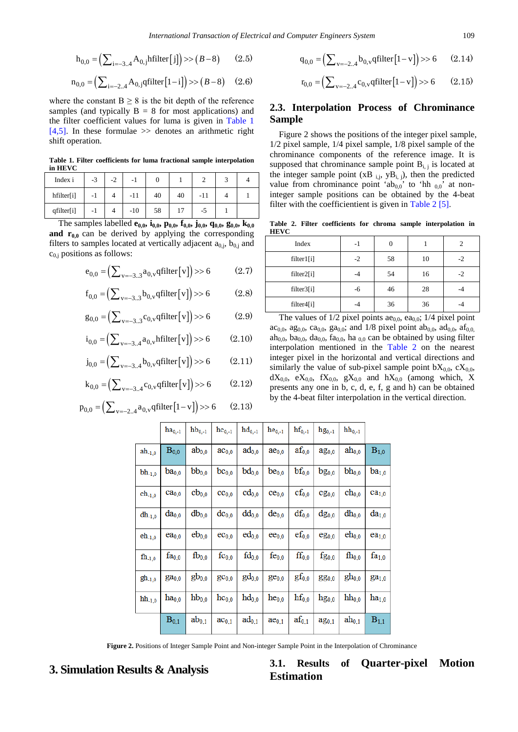$$h_{0,0} = \left(\sum\nolimits_{i=-3..4} A_{0,j}\text{hfilter}[j]\right) >> (B-8) \quad (2.5)$$

$$n_{0,0} = \left(\sum\nolimits_{i=-2..4} A_{0,j}\text{qfilter}[1-i]\right) >> (B-8) \quad (2.6)$$

where the constant $B \geq 8$ is the bit depth of the reference samples (and typically $B = 8$ for most applications) and the filter coefficient values for luma is given in Table 1 [4,5]. In these formulae >> denotes an arithmetic right shift operation.

**Table 1. Filter coefficients for luma fractional sample interpolation in HEVC**

| Index i | -3 | -2 | -1 | 0 | 1 | 2 | 3 | 4 |
|---|---|---|---|---|---|---|---|---|
| hfilter[i] | -1 | 4 | -11 | 40 | 40 | -11 | 4 | 1 |
| qfilter[i] | -1 | 4 | -10 | 58 | 17 | -5 | 1 | |

The samples labelled $\mathbf{e_{0,0}}$, $\mathbf{i_{0,0}}$, $\mathbf{p_{0,0}}$, $\mathbf{f_{0,0}}$, $\mathbf{j_{0,0}}$, $\mathbf{q_{0,0}}$, $\mathbf{g_{0,0}}$, $\mathbf{k_{0,0}}$ **and** $\mathbf{r_{0,0}}$ can be derived by applying the corresponding filters to samples located at vertically adjacent $a_{0,j}$, $b_{0,j}$ and $c_{0,j}$ positions as follows:

$$e_{0,0} = \left(\sum\nolimits_{v=-3..3} a_{0,v}\text{qfilter}[v]\right) >> 6 \quad (2.7)$$

$$f_{0,0} = \left(\sum\nolimits_{v=-3..3} b_{0,v}\text{qfilter}[v]\right) >> 6 \quad (2.8)$$

$$g_{0,0} = \left(\sum\nolimits_{v=-3..3} c_{0,v}\text{qfilter}[v]\right) >> 6 \quad (2.9)$$

$$i_{0,0} = \left(\sum\nolimits_{v=-3..4} a_{0,v}\text{hfilter}[v]\right) >> 6 \quad (2.10)$$

$$j_{0,0} = \left(\sum\nolimits_{v=-3..4} b_{0,v}\text{hfilter}[v]\right) >> 6 \quad (2.11)$$

$$k_{0,0} = \left(\sum\nolimits_{v=-3..4} c_{0,v}\text{qfilter}[v]\right) >> 6 \quad (2.12)$$

$$p_{0,0} = \left(\sum\nolimits_{v=-2..4} a_{0,v}\text{qfilter}[1-v]\right) >> 6 \quad (2.13)$$

$$q_{0,0} = \left(\sum\nolimits_{v=-2..4} b_{0,v}\text{qfilter}[1-v]\right) >> 6 \quad (2.14)$$

$$r_{0,0} = \left(\sum\nolimits_{v=-2..4} c_{0,v}\text{qfilter}[1-v]\right) >> 6 \quad (2.15)$$

## 2.3. Interpolation Process of Chrominance Sample

Figure 2 shows the positions of the integer pixel sample, 1/2 pixel sample, 1/4 pixel sample, 1/8 pixel sample of the chrominance components of the reference image. It is supposed that chrominance sample point $B_{i,j}$ is located at the integer sample point ($xB_{i,j}$, $yB_{i,j}$), then the predicted value from chrominance point '$ab_{0,0}$' to '$hh_{0,0}$' at non-integer sample positions can be obtained by using the 4-beat filter with the coefficientient is given in Table 2 [5].

**Table 2. Filter coefficients for chroma sample interpolation in HEVC**

| Index | -1 | 0 | 1 | 2 |
|---|---|---|---|---|
| filter1[i] | -2 | 58 | 10 | -2 |
| filter2[i] | -4 | 54 | 16 | -2 |
| filter3[i] | -6 | 46 | 28 | -4 |
| filter4[i] | -4 | 36 | 36 | -4 |

The values of 1/2 pixel points $ae_{0,0}$, $ea_{0,0}$; 1/4 pixel point $ac_{0,0}$, $ag_{0,0}$, $ca_{0,0}$, $ga_{0,0}$; and 1/8 pixel point $ab_{0,0}$, $ad_{0,0}$, $af_{0,0}$, $ah_{0,0}$, $ba_{0,0}$, $da_{0,0}$, $fa_{0,0}$, $ha_{0,0}$ can be obtained by using filter interpolation mentioned in the Table 2 on the nearest integer pixel in the horizontal and vertical directions and similarly the value of sub-pixel sample point $bX_{0,0}$, $cX_{0,0}$, $dX_{0,0}$, $eX_{0,0}$, $fX_{0,0}$, $gX_{0,0}$ and $hX_{0,0}$ (among which, X presents any one in b, c, d, e, f, g and h) can be obtained by the 4-beat filter interpolation in the vertical direction.

| | $ha_{0,-1}$ | $hb_{0,-1}$ | $hc_{0,-1}$ | $hd_{0,-1}$ | $he_{0,-1}$ | $hf_{0,-1}$ | $hg_{0,-1}$ | $hh_{0,-1}$ | |
|---|---|---|---|---|---|---|---|---|---|
| $ah_{-1,0}$ | $B_{0,0}$ | $ab_{0,0}$ | $ac_{0,0}$ | $ad_{0,0}$ | $ae_{0,0}$ | $af_{0,0}$ | $ag_{0,0}$ | $ah_{0,0}$ | $B_{1,0}$ |
| $bh_{-1,0}$ | $ba_{0,0}$ | $bb_{0,0}$ | $bc_{0,0}$ | $bd_{0,0}$ | $be_{0,0}$ | $bf_{0,0}$ | $bg_{0,0}$ | $bh_{0,0}$ | $ba_{1,0}$ |
| $ch_{-1,0}$ | $ca_{0,0}$ | $cb_{0,0}$ | $cc_{0,0}$ | $cd_{0,0}$ | $ce_{0,0}$ | $cf_{0,0}$ | $cg_{0,0}$ | $ch_{0,0}$ | $ca_{1,0}$ |
| $dh_{-1,0}$ | $da_{0,0}$ | $db_{0,0}$ | $dc_{0,0}$ | $dd_{0,0}$ | $de_{0,0}$ | $df_{0,0}$ | $dg_{0,0}$ | $dh_{0,0}$ | $da_{1,0}$ |
| $eh_{-1,0}$ | $ea_{0,0}$ | $eb_{0,0}$ | $ec_{0,0}$ | $ed_{0,0}$ | $ee_{0,0}$ | $ef_{0,0}$ | $eg_{0,0}$ | $eh_{0,0}$ | $ea_{1,0}$ |
| $fh_{-1,0}$ | $fa_{0,0}$ | $fb_{0,0}$ | $fc_{0,0}$ | $fd_{0,0}$ | $fe_{0,0}$ | $ff_{0,0}$ | $fg_{0,0}$ | $fh_{0,0}$ | $fa_{1,0}$ |
| $gh_{-1,0}$ | $ga_{0,0}$ | $gb_{0,0}$ | $gc_{0,0}$ | $gd_{0,0}$ | $ge_{0,0}$ | $gf_{0,0}$ | $gg_{0,0}$ | $gh_{0,0}$ | $ga_{1,0}$ |
| $hh_{-1,0}$ | $ha_{0,0}$ | $hb_{0,0}$ | $hc_{0,0}$ | $hd_{0,0}$ | $he_{0,0}$ | $hf_{0,0}$ | $hg_{0,0}$ | $hh_{0,0}$ | $ha_{1,0}$ |
| | $B_{0,1}$ | $ab_{0,1}$ | $ac_{0,1}$ | $ad_{0,1}$ | $ae_{0,1}$ | $af_{0,1}$ | $ag_{0,1}$ | $ah_{0,1}$ | $B_{1,1}$ |

**Figure 2.** Positions of Integer Sample Point and Non-integer Sample Point in the Interpolation of Chrominance

# 3. Simulation Results & Analysis

## 3.1. Results of Quarter-pixel Motion Estimation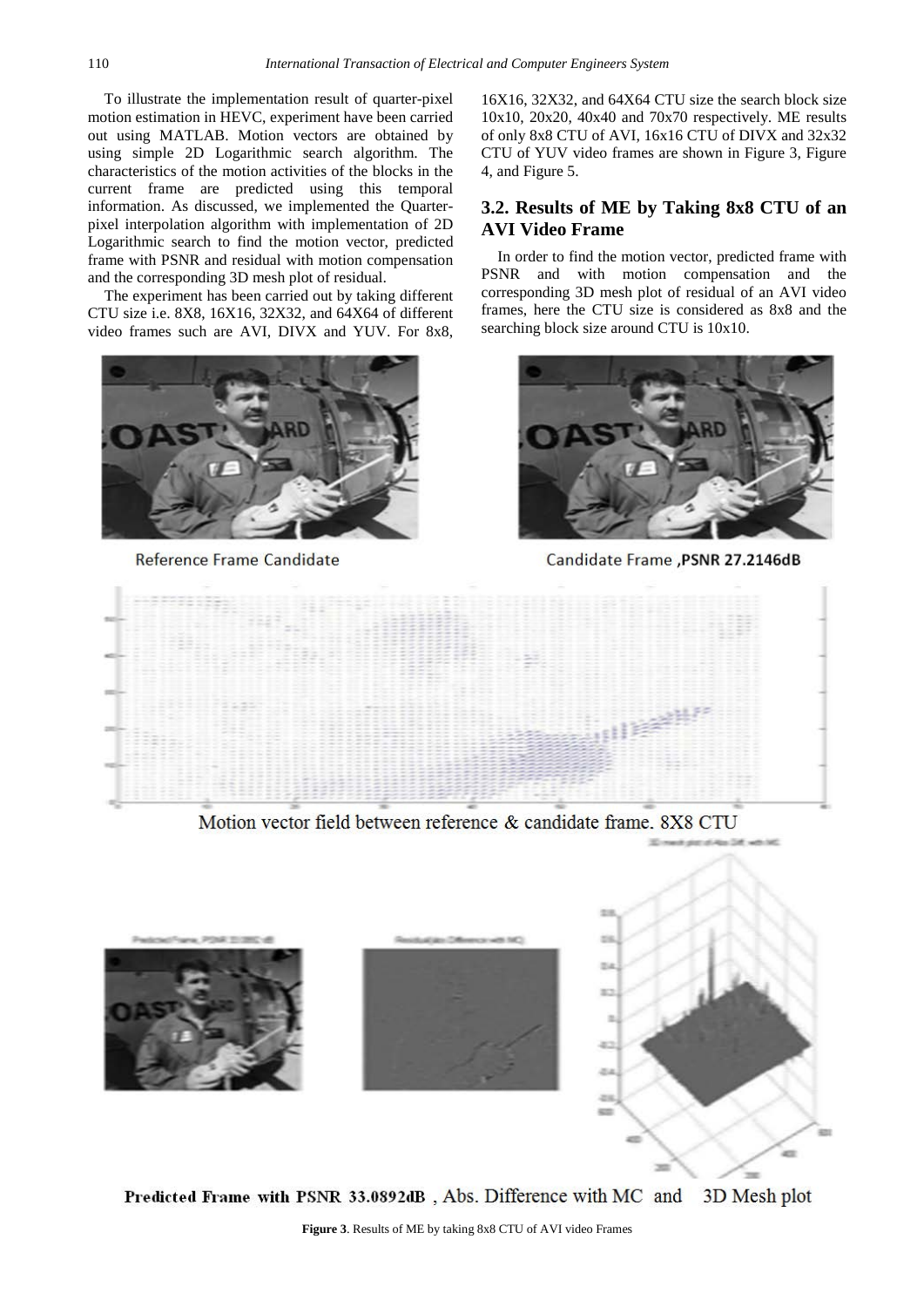To illustrate the implementation result of quarter-pixel motion estimation in HEVC, experiment have been carried out using MATLAB. Motion vectors are obtained by using simple 2D Logarithmic search algorithm. The characteristics of the motion activities of the blocks in the current frame are predicted using this temporal information. As discussed, we implemented the Quarter-pixel interpolation algorithm with implementation of 2D Logarithmic search to find the motion vector, predicted frame with PSNR and residual with motion compensation and the corresponding 3D mesh plot of residual.

The experiment has been carried out by taking different CTU size i.e. 8X8, 16X16, 32X32, and 64X64 of different video frames such are AVI, DIVX and YUV. For 8x8, 16X16, 32X32, and 64X64 CTU size the search block size 10x10, 20x20, 40x40 and 70x70 respectively. ME results of only 8x8 CTU of AVI, 16x16 CTU of DIVX and 32x32 CTU of YUV video frames are shown in Figure 3, Figure 4, and Figure 5.

## 3.2. Results of ME by Taking 8x8 CTU of an AVI Video Frame

In order to find the motion vector, predicted frame with PSNR and with motion compensation and the corresponding 3D mesh plot of residual of an AVI video frames, here the CTU size is considered as 8x8 and the searching block size around CTU is 10x10.

Reference Frame Candidate

Candidate Frame **,PSNR 27.2146dB**

Motion vector field between reference & candidate frame. 8X8 CTU

**Predicted Frame with PSNR 33.0892dB** , Abs. Difference with MC and 3D Mesh plot

**Figure 3**. Results of ME by taking 8x8 CTU of AVI video Frames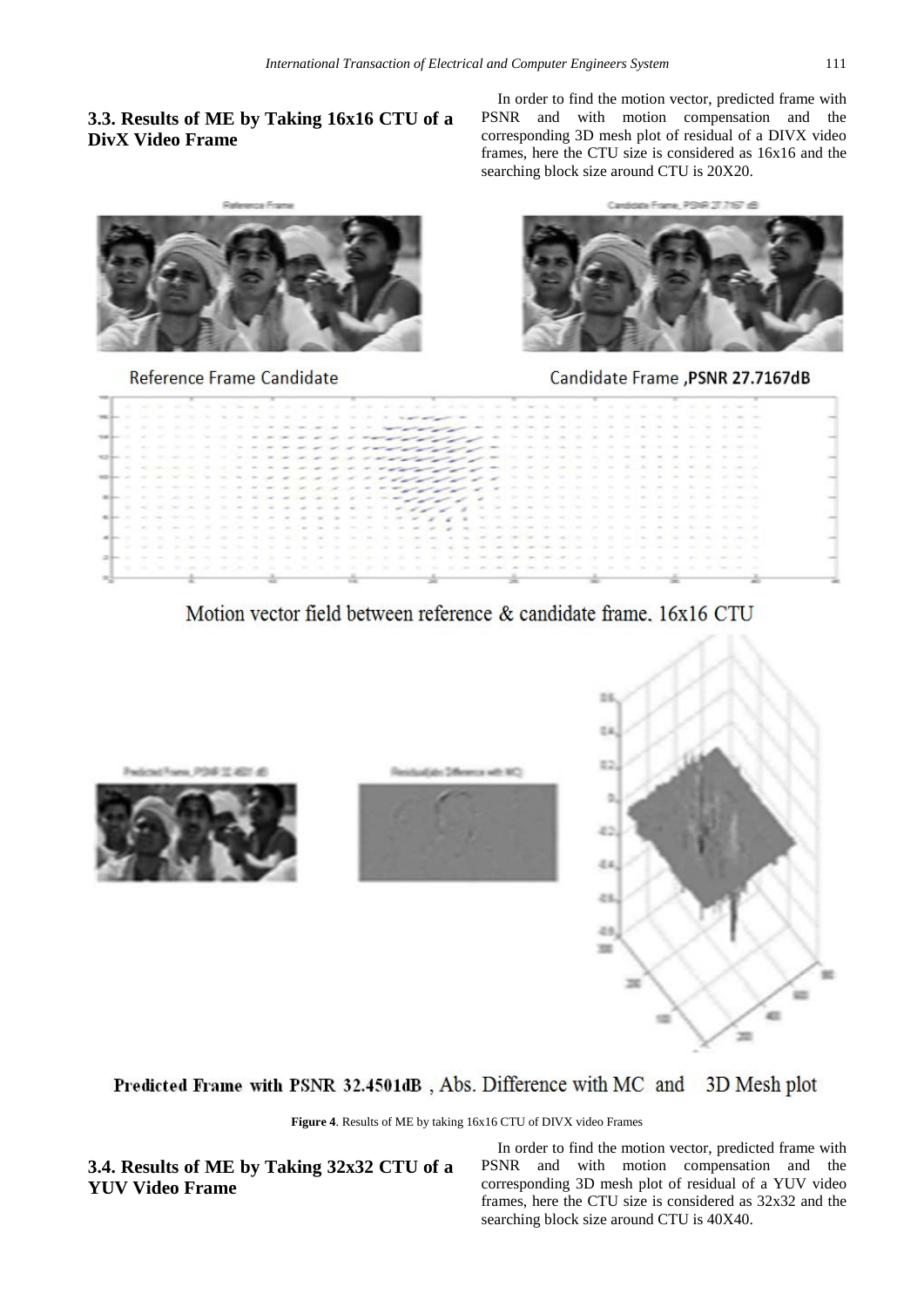### 3.3. Results of ME by Taking 16x16 CTU of a DivX Video Frame

In order to find the motion vector, predicted frame with PSNR and with motion compensation and the corresponding 3D mesh plot of residual of a DIVX video frames, here the CTU size is considered as 16x16 and the searching block size around CTU is 20X20.

Reference Frame Candidate

Candidate Frame ,**PSNR 27.7167dB**

Motion vector field between reference & candidate frame. 16x16 CTU

**Predicted Frame with PSNR 32.4501dB** , Abs. Difference with MC and 3D Mesh plot

**Figure 4**. Results of ME by taking 16x16 CTU of DIVX video Frames

### 3.4. Results of ME by Taking 32x32 CTU of a YUV Video Frame

In order to find the motion vector, predicted frame with PSNR and with motion compensation and the corresponding 3D mesh plot of residual of a YUV video frames, here the CTU size is considered as 32x32 and the searching block size around CTU is 40X40.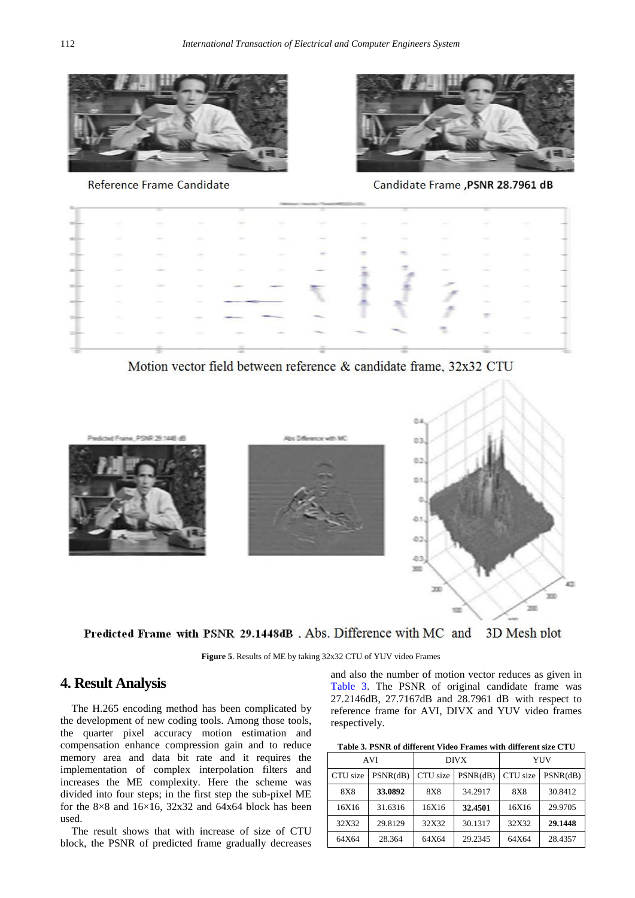Reference Frame Candidate

Candidate Frame ,**PSNR 28.7961 dB**

Motion vector field between reference & candidate frame, 32x32 CTU

**Predicted Frame with PSNR 29.1448dB** , Abs. Difference with MC and 3D Mesh plot

**Figure 5**. Results of ME by taking 32x32 CTU of YUV video Frames

## 4. Result Analysis

The H.265 encoding method has been complicated by the development of new coding tools. Among those tools, the quarter pixel accuracy motion estimation and compensation enhance compression gain and to reduce memory area and data bit rate and it requires the implementation of complex interpolation filters and increases the ME complexity. Here the scheme was divided into four steps; in the first step the sub-pixel ME for the 8×8 and 16×16, 32x32 and 64x64 block has been used.

The result shows that with increase of size of CTU block, the PSNR of predicted frame gradually decreases and also the number of motion vector reduces as given in Table 3. The PSNR of original candidate frame was 27.2146dB, 27.7167dB and 28.7961 dB with respect to reference frame for AVI, DIVX and YUV video frames respectively.

**Table 3. PSNR of different Video Frames with different size CTU**

| AVI | | DIVX | | YUV | |
|---|---|---|---|---|---|
| CTU size | PSNR(dB) | CTU size | PSNR(dB) | CTU size | PSNR(dB) |
| 8X8 | **33.0892** | 8X8 | 34.2917 | 8X8 | 30.8412 |
| 16X16 | 31.6316 | 16X16 | **32.4501** | 16X16 | 29.9705 |
| 32X32 | 29.8129 | 32X32 | 30.1317 | 32X32 | **29.1448** |
| 64X64 | 28.364 | 64X64 | 29.2345 | 64X64 | 28.4357 |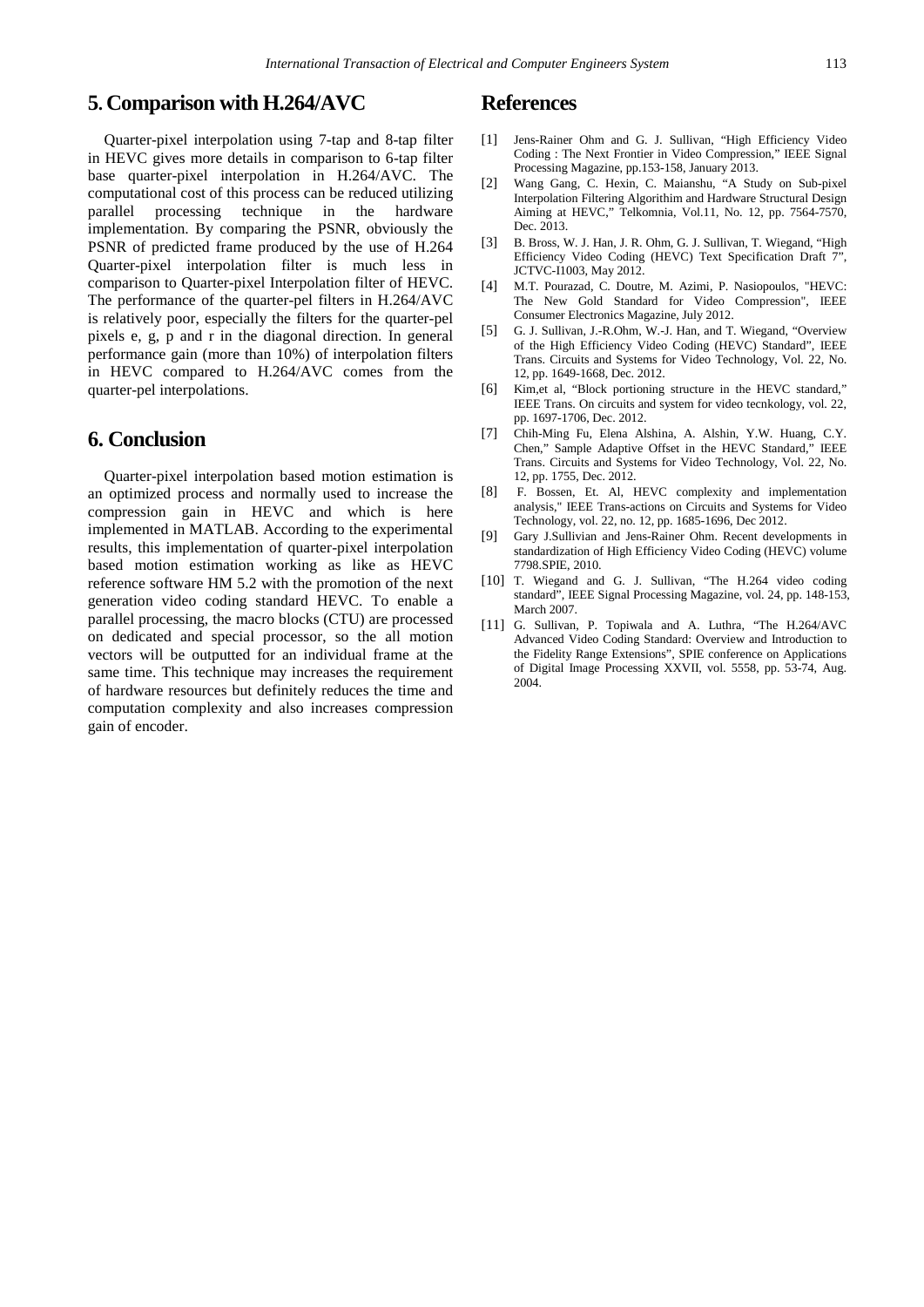## 5. Comparison with H.264/AVC

Quarter-pixel interpolation using 7-tap and 8-tap filter in HEVC gives more details in comparison to 6-tap filter base quarter-pixel interpolation in H.264/AVC. The computational cost of this process can be reduced utilizing parallel processing technique in the hardware implementation. By comparing the PSNR, obviously the PSNR of predicted frame produced by the use of H.264 Quarter-pixel interpolation filter is much less in comparison to Quarter-pixel Interpolation filter of HEVC. The performance of the quarter-pel filters in H.264/AVC is relatively poor, especially the filters for the quarter-pel pixels e, g, p and r in the diagonal direction. In general performance gain (more than 10%) of interpolation filters in HEVC compared to H.264/AVC comes from the quarter-pel interpolations.

## 6. Conclusion

Quarter-pixel interpolation based motion estimation is an optimized process and normally used to increase the compression gain in HEVC and which is here implemented in MATLAB. According to the experimental results, this implementation of quarter-pixel interpolation based motion estimation working as like as HEVC reference software HM 5.2 with the promotion of the next generation video coding standard HEVC. To enable a parallel processing, the macro blocks (CTU) are processed on dedicated and special processor, so the all motion vectors will be outputted for an individual frame at the same time. This technique may increases the requirement of hardware resources but definitely reduces the time and computation complexity and also increases compression gain of encoder.

## References

[1] Jens-Rainer Ohm and G. J. Sullivan, "High Efficiency Video Coding : The Next Frontier in Video Compression," IEEE Signal Processing Magazine, pp.153-158, January 2013.

[2] Wang Gang, C. Hexin, C. Maianshu, "A Study on Sub-pixel Interpolation Filtering Algorithim and Hardware Structural Design Aiming at HEVC," Telkomnia, Vol.11, No. 12, pp. 7564-7570, Dec. 2013.

[3] B. Bross, W. J. Han, J. R. Ohm, G. J. Sullivan, T. Wiegand, "High Efficiency Video Coding (HEVC) Text Specification Draft 7", JCTVC-I1003, May 2012.

[4] M.T. Pourazad, C. Doutre, M. Azimi, P. Nasiopoulos, "HEVC: The New Gold Standard for Video Compression", IEEE Consumer Electronics Magazine, July 2012.

[5] G. J. Sullivan, J.-R.Ohm, W.-J. Han, and T. Wiegand, "Overview of the High Efficiency Video Coding (HEVC) Standard", IEEE Trans. Circuits and Systems for Video Technology, Vol. 22, No. 12, pp. 1649-1668, Dec. 2012.

[6] Kim,et al, "Block portioning structure in the HEVC standard," IEEE Trans. On circuits and system for video tecnkology, vol. 22, pp. 1697-1706, Dec. 2012.

[7] Chih-Ming Fu, Elena Alshina, A. Alshin, Y.W. Huang, C.Y. Chen," Sample Adaptive Offset in the HEVC Standard," IEEE Trans. Circuits and Systems for Video Technology, Vol. 22, No. 12, pp. 1755, Dec. 2012.

[8] F. Bossen, Et. Al, HEVC complexity and implementation analysis," IEEE Trans-actions on Circuits and Systems for Video Technology, vol. 22, no. 12, pp. 1685-1696, Dec 2012.

[9] Gary J.Sullivian and Jens-Rainer Ohm. Recent developments in standardization of High Efficiency Video Coding (HEVC) volume 7798.SPIE, 2010.

[10] T. Wiegand and G. J. Sullivan, "The H.264 video coding standard", IEEE Signal Processing Magazine, vol. 24, pp. 148-153, March 2007.

[11] G. Sullivan, P. Topiwala and A. Luthra, "The H.264/AVC Advanced Video Coding Standard: Overview and Introduction to the Fidelity Range Extensions", SPIE conference on Applications of Digital Image Processing XXVII, vol. 5558, pp. 53-74, Aug. 2004.